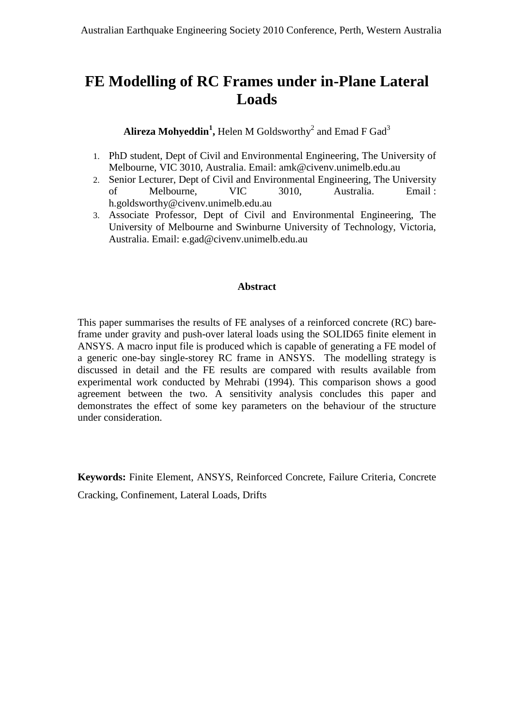# FE Modelling of RC Frames under in-Plane Lateral Loads

**Alireza Mohyeddin[1],** Helen M Goldsworthy[2] and Emad F Gad[3]

1. PhD student, Dept of Civil and Environmental Engineering, The University of Melbourne, VIC 3010, Australia. Email: amk@civenv.unimelb.edu.au
2. Senior Lecturer, Dept of Civil and Environmental Engineering, The University of Melbourne, VIC 3010, Australia. Email : h.goldsworthy@civenv.unimelb.edu.au
3. Associate Professor, Dept of Civil and Environmental Engineering, The University of Melbourne and Swinburne University of Technology, Victoria, Australia. Email: e.gad@civenv.unimelb.edu.au

## Abstract

This paper summarises the results of FE analyses of a reinforced concrete (RC) bare-frame under gravity and push-over lateral loads using the SOLID65 finite element in ANSYS. A macro input file is produced which is capable of generating a FE model of a generic one-bay single-storey RC frame in ANSYS. The modelling strategy is discussed in detail and the FE results are compared with results available from experimental work conducted by Mehrabi (1994). This comparison shows a good agreement between the two. A sensitivity analysis concludes this paper and demonstrates the effect of some key parameters on the behaviour of the structure under consideration.

**Keywords:** Finite Element, ANSYS, Reinforced Concrete, Failure Criteria, Concrete Cracking, Confinement, Lateral Loads, Drifts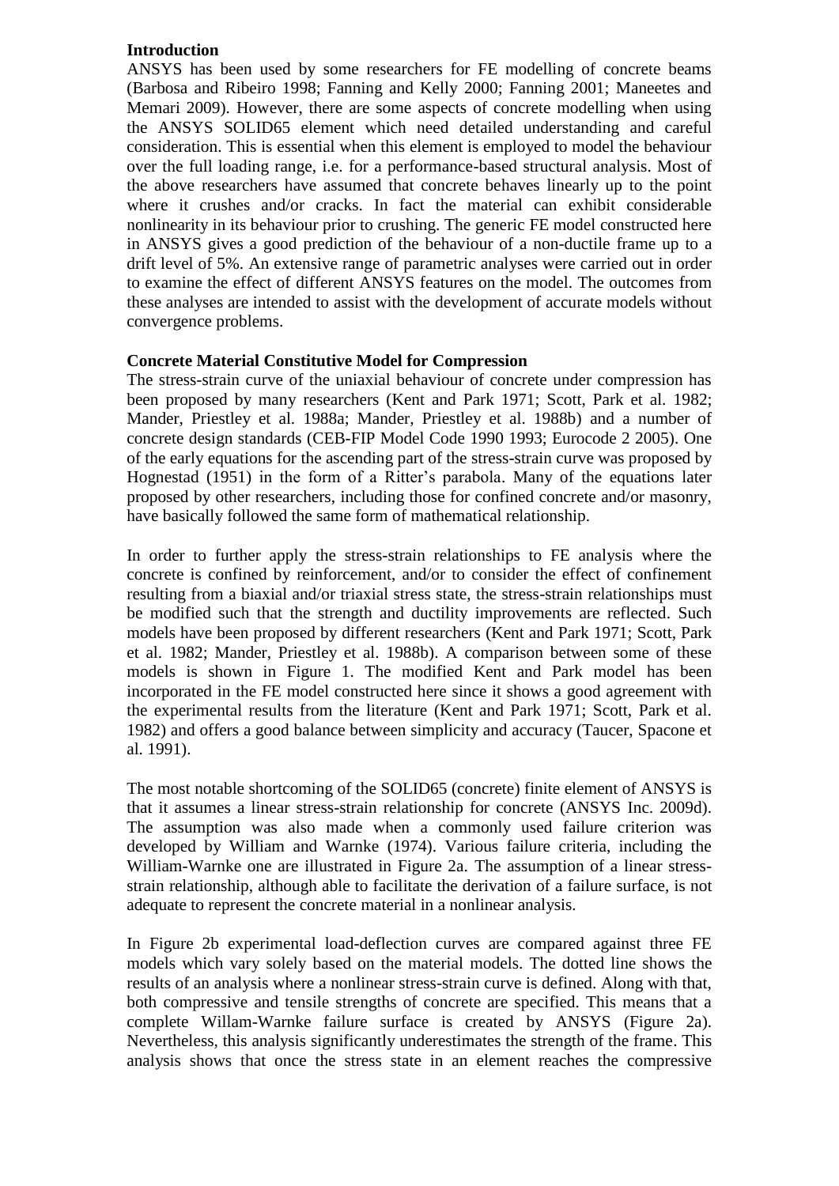## Introduction

ANSYS has been used by some researchers for FE modelling of concrete beams (Barbosa and Ribeiro 1998; Fanning and Kelly 2000; Fanning 2001; Maneetes and Memari 2009). However, there are some aspects of concrete modelling when using the ANSYS SOLID65 element which need detailed understanding and careful consideration. This is essential when this element is employed to model the behaviour over the full loading range, i.e. for a performance-based structural analysis. Most of the above researchers have assumed that concrete behaves linearly up to the point where it crushes and/or cracks. In fact the material can exhibit considerable nonlinearity in its behaviour prior to crushing. The generic FE model constructed here in ANSYS gives a good prediction of the behaviour of a non-ductile frame up to a drift level of 5%. An extensive range of parametric analyses were carried out in order to examine the effect of different ANSYS features on the model. The outcomes from these analyses are intended to assist with the development of accurate models without convergence problems.

## Concrete Material Constitutive Model for Compression

The stress-strain curve of the uniaxial behaviour of concrete under compression has been proposed by many researchers (Kent and Park 1971; Scott, Park et al. 1982; Mander, Priestley et al. 1988a; Mander, Priestley et al. 1988b) and a number of concrete design standards (CEB-FIP Model Code 1990 1993; Eurocode 2 2005). One of the early equations for the ascending part of the stress-strain curve was proposed by Hognestad (1951) in the form of a Ritter's parabola. Many of the equations later proposed by other researchers, including those for confined concrete and/or masonry, have basically followed the same form of mathematical relationship.

In order to further apply the stress-strain relationships to FE analysis where the concrete is confined by reinforcement, and/or to consider the effect of confinement resulting from a biaxial and/or triaxial stress state, the stress-strain relationships must be modified such that the strength and ductility improvements are reflected. Such models have been proposed by different researchers (Kent and Park 1971; Scott, Park et al. 1982; Mander, Priestley et al. 1988b). A comparison between some of these models is shown in Figure 1. The modified Kent and Park model has been incorporated in the FE model constructed here since it shows a good agreement with the experimental results from the literature (Kent and Park 1971; Scott, Park et al. 1982) and offers a good balance between simplicity and accuracy (Taucer, Spacone et al. 1991).

The most notable shortcoming of the SOLID65 (concrete) finite element of ANSYS is that it assumes a linear stress-strain relationship for concrete (ANSYS Inc. 2009d). The assumption was also made when a commonly used failure criterion was developed by William and Warnke (1974). Various failure criteria, including the William-Warnke one are illustrated in Figure 2a. The assumption of a linear stress-strain relationship, although able to facilitate the derivation of a failure surface, is not adequate to represent the concrete material in a nonlinear analysis.

In Figure 2b experimental load-deflection curves are compared against three FE models which vary solely based on the material models. The dotted line shows the results of an analysis where a nonlinear stress-strain curve is defined. Along with that, both compressive and tensile strengths of concrete are specified. This means that a complete Willam-Warnke failure surface is created by ANSYS (Figure 2a). Nevertheless, this analysis significantly underestimates the strength of the frame. This analysis shows that once the stress state in an element reaches the compressive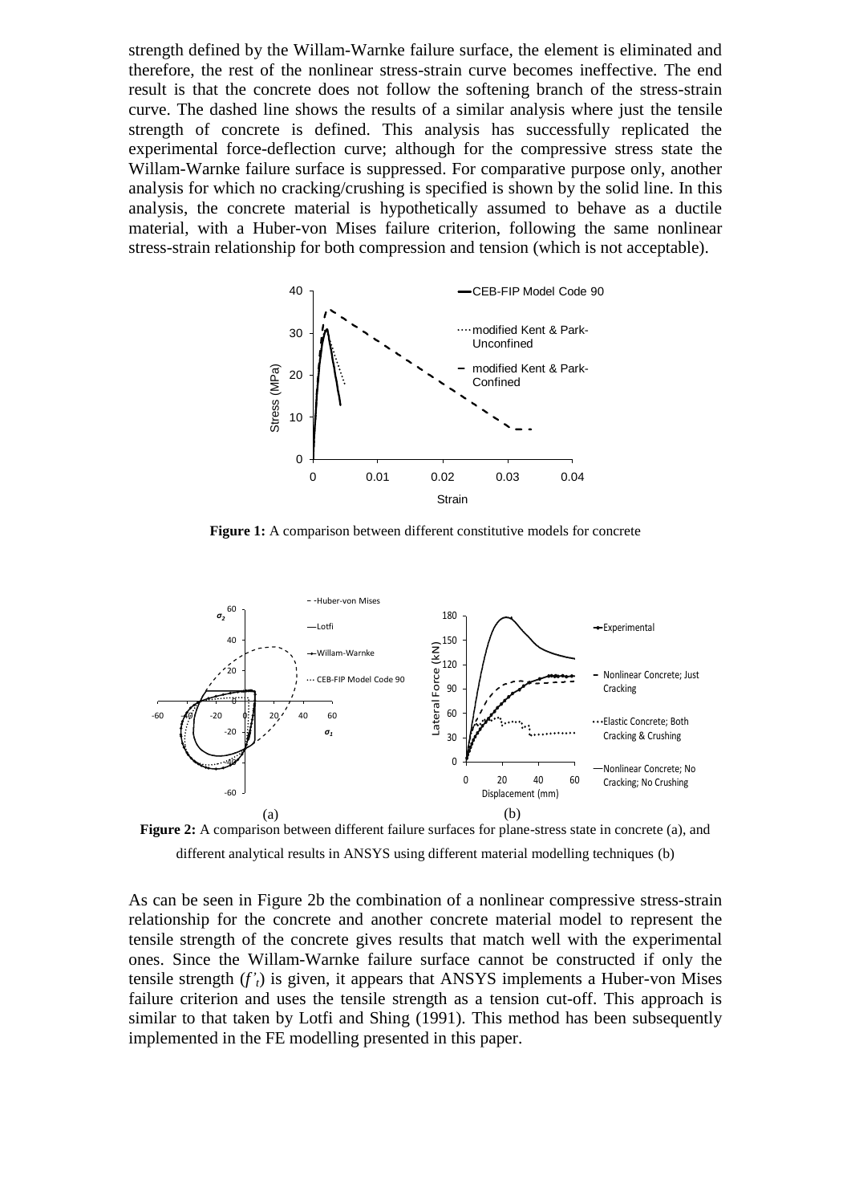strength defined by the Willam-Warnke failure surface, the element is eliminated and therefore, the rest of the nonlinear stress-strain curve becomes ineffective. The end result is that the concrete does not follow the softening branch of the stress-strain curve. The dashed line shows the results of a similar analysis where just the tensile strength of concrete is defined. This analysis has successfully replicated the experimental force-deflection curve; although for the compressive stress state the Willam-Warnke failure surface is suppressed. For comparative purpose only, another analysis for which no cracking/crushing is specified is shown by the solid line. In this analysis, the concrete material is hypothetically assumed to behave as a ductile material, with a Huber-von Mises failure criterion, following the same nonlinear stress-strain relationship for both compression and tension (which is not acceptable).

**Figure 1:** A comparison between different constitutive models for concrete

**Figure 2:** A comparison between different failure surfaces for plane-stress state in concrete (a), and different analytical results in ANSYS using different material modelling techniques (b)

As can be seen in Figure 2b the combination of a nonlinear compressive stress-strain relationship for the concrete and another concrete material model to represent the tensile strength of the concrete gives results that match well with the experimental ones. Since the Willam-Warnke failure surface cannot be constructed if only the tensile strength ($f'_t$) is given, it appears that ANSYS implements a Huber-von Mises failure criterion and uses the tensile strength as a tension cut-off. This approach is similar to that taken by Lotfi and Shing (1991). This method has been subsequently implemented in the FE modelling presented in this paper.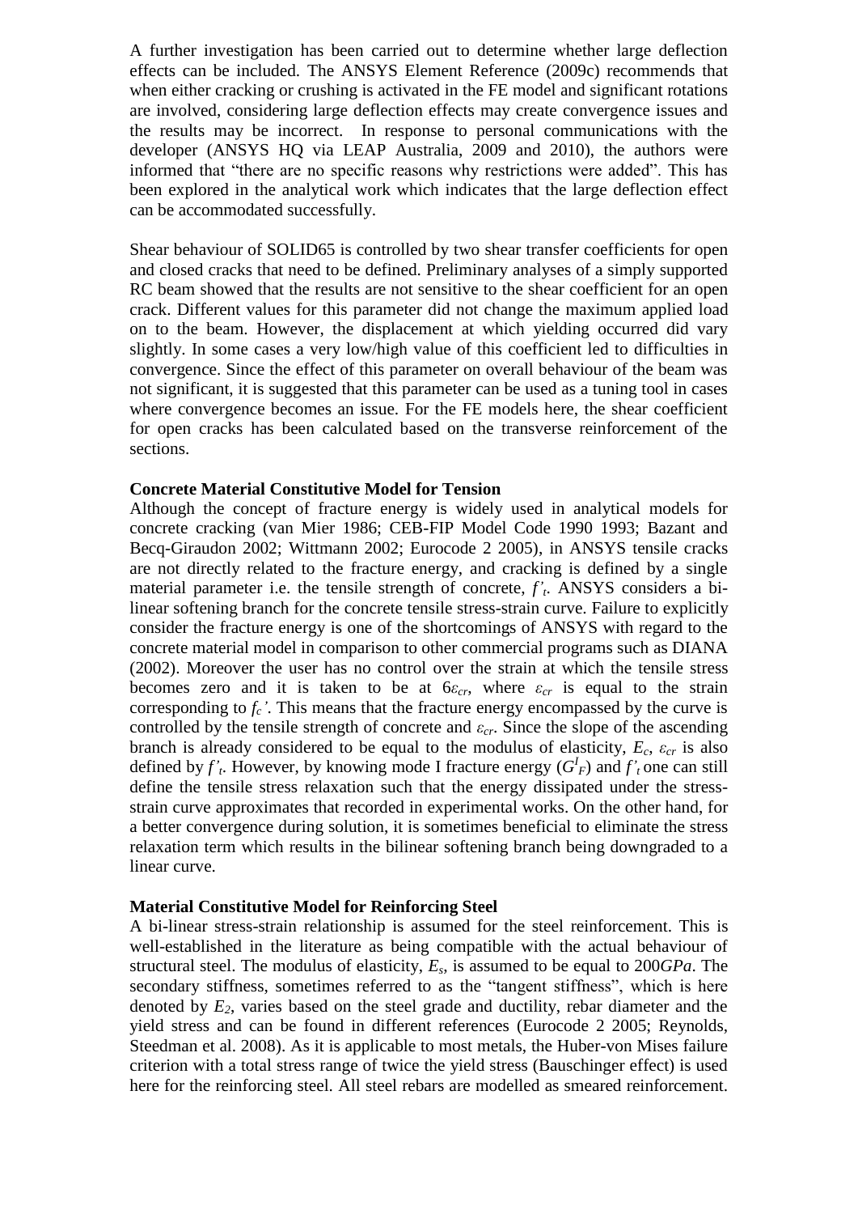A further investigation has been carried out to determine whether large deflection effects can be included. The ANSYS Element Reference (2009c) recommends that when either cracking or crushing is activated in the FE model and significant rotations are involved, considering large deflection effects may create convergence issues and the results may be incorrect. In response to personal communications with the developer (ANSYS HQ via LEAP Australia, 2009 and 2010), the authors were informed that "there are no specific reasons why restrictions were added". This has been explored in the analytical work which indicates that the large deflection effect can be accommodated successfully.

Shear behaviour of SOLID65 is controlled by two shear transfer coefficients for open and closed cracks that need to be defined. Preliminary analyses of a simply supported RC beam showed that the results are not sensitive to the shear coefficient for an open crack. Different values for this parameter did not change the maximum applied load on to the beam. However, the displacement at which yielding occurred did vary slightly. In some cases a very low/high value of this coefficient led to difficulties in convergence. Since the effect of this parameter on overall behaviour of the beam was not significant, it is suggested that this parameter can be used as a tuning tool in cases where convergence becomes an issue. For the FE models here, the shear coefficient for open cracks has been calculated based on the transverse reinforcement of the sections.

**Concrete Material Constitutive Model for Tension**

Although the concept of fracture energy is widely used in analytical models for concrete cracking (van Mier 1986; CEB-FIP Model Code 1990 1993; Bazant and Becq-Giraudon 2002; Wittmann 2002; Eurocode 2 2005), in ANSYS tensile cracks are not directly related to the fracture energy, and cracking is defined by a single material parameter i.e. the tensile strength of concrete, $f'_t$. ANSYS considers a bi-linear softening branch for the concrete tensile stress-strain curve. Failure to explicitly consider the fracture energy is one of the shortcomings of ANSYS with regard to the concrete material model in comparison to other commercial programs such as DIANA (2002). Moreover the user has no control over the strain at which the tensile stress becomes zero and it is taken to be at $6\varepsilon_{cr}$, where $\varepsilon_{cr}$ is equal to the strain corresponding to $f_c'$. This means that the fracture energy encompassed by the curve is controlled by the tensile strength of concrete and $\varepsilon_{cr}$. Since the slope of the ascending branch is already considered to be equal to the modulus of elasticity, $E_c$, $\varepsilon_{cr}$ is also defined by $f'_t$. However, by knowing mode I fracture energy ($G^I_F$) and $f'_t$ one can still define the tensile stress relaxation such that the energy dissipated under the stress-strain curve approximates that recorded in experimental works. On the other hand, for a better convergence during solution, it is sometimes beneficial to eliminate the stress relaxation term which results in the bilinear softening branch being downgraded to a linear curve.

**Material Constitutive Model for Reinforcing Steel**

A bi-linear stress-strain relationship is assumed for the steel reinforcement. This is well-established in the literature as being compatible with the actual behaviour of structural steel. The modulus of elasticity, $E_s$, is assumed to be equal to 200*GPa*. The secondary stiffness, sometimes referred to as the "tangent stiffness", which is here denoted by $E_2$, varies based on the steel grade and ductility, rebar diameter and the yield stress and can be found in different references (Eurocode 2 2005; Reynolds, Steedman et al. 2008). As it is applicable to most metals, the Huber-von Mises failure criterion with a total stress range of twice the yield stress (Bauschinger effect) is used here for the reinforcing steel. All steel rebars are modelled as smeared reinforcement.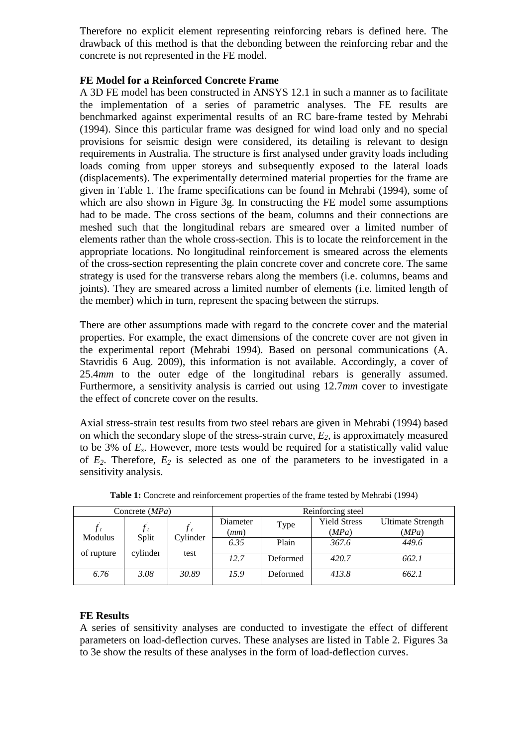Therefore no explicit element representing reinforcing rebars is defined here. The drawback of this method is that the debonding between the reinforcing rebar and the concrete is not represented in the FE model.

**FE Model for a Reinforced Concrete Frame**

A 3D FE model has been constructed in ANSYS 12.1 in such a manner as to facilitate the implementation of a series of parametric analyses. The FE results are benchmarked against experimental results of an RC bare-frame tested by Mehrabi (1994). Since this particular frame was designed for wind load only and no special provisions for seismic design were considered, its detailing is relevant to design requirements in Australia. The structure is first analysed under gravity loads including loads coming from upper storeys and subsequently exposed to the lateral loads (displacements). The experimentally determined material properties for the frame are given in Table 1. The frame specifications can be found in Mehrabi (1994), some of which are also shown in Figure 3g. In constructing the FE model some assumptions had to be made. The cross sections of the beam, columns and their connections are meshed such that the longitudinal rebars are smeared over a limited number of elements rather than the whole cross-section. This is to locate the reinforcement in the appropriate locations. No longitudinal reinforcement is smeared across the elements of the cross-section representing the plain concrete cover and concrete core. The same strategy is used for the transverse rebars along the members (i.e. columns, beams and joints). They are smeared across a limited number of elements (i.e. limited length of the member) which in turn, represent the spacing between the stirrups.

There are other assumptions made with regard to the concrete cover and the material properties. For example, the exact dimensions of the concrete cover are not given in the experimental report (Mehrabi 1994). Based on personal communications (A. Stavridis 6 Aug. 2009), this information is not available. Accordingly, a cover of 25.4*mm* to the outer edge of the longitudinal rebars is generally assumed. Furthermore, a sensitivity analysis is carried out using 12.7*mm* cover to investigate the effect of concrete cover on the results.

Axial stress-strain test results from two steel rebars are given in Mehrabi (1994) based on which the secondary slope of the stress-strain curve, $E_2$, is approximately measured to be 3% of $E_s$. However, more tests would be required for a statistically valid value of $E_2$. Therefore, $E_2$ is selected as one of the parameters to be investigated in a sensitivity analysis.

**Table 1:** Concrete and reinforcement properties of the frame tested by Mehrabi (1994)

| Concrete (*MPa*) | | | Reinforcing steel | | | |
|---|---|---|---|---|---|---|
| $f_t'$ Modulus of rupture | $f_t'$ Split cylinder | $f_c'$ Cylinder test | Diameter (*mm*) | Type | Yield Stress (*MPa*) | Ultimate Strength (*MPa*) |
| | | | *6.35* | Plain | *367.6* | *449.6* |
| | | | *12.7* | Deformed | *420.7* | *662.1* |
| *6.76* | *3.08* | *30.89* | *15.9* | Deformed | *413.8* | *662.1* |

**FE Results**

A series of sensitivity analyses are conducted to investigate the effect of different parameters on load-deflection curves. These analyses are listed in Table 2. Figures 3a to 3e show the results of these analyses in the form of load-deflection curves.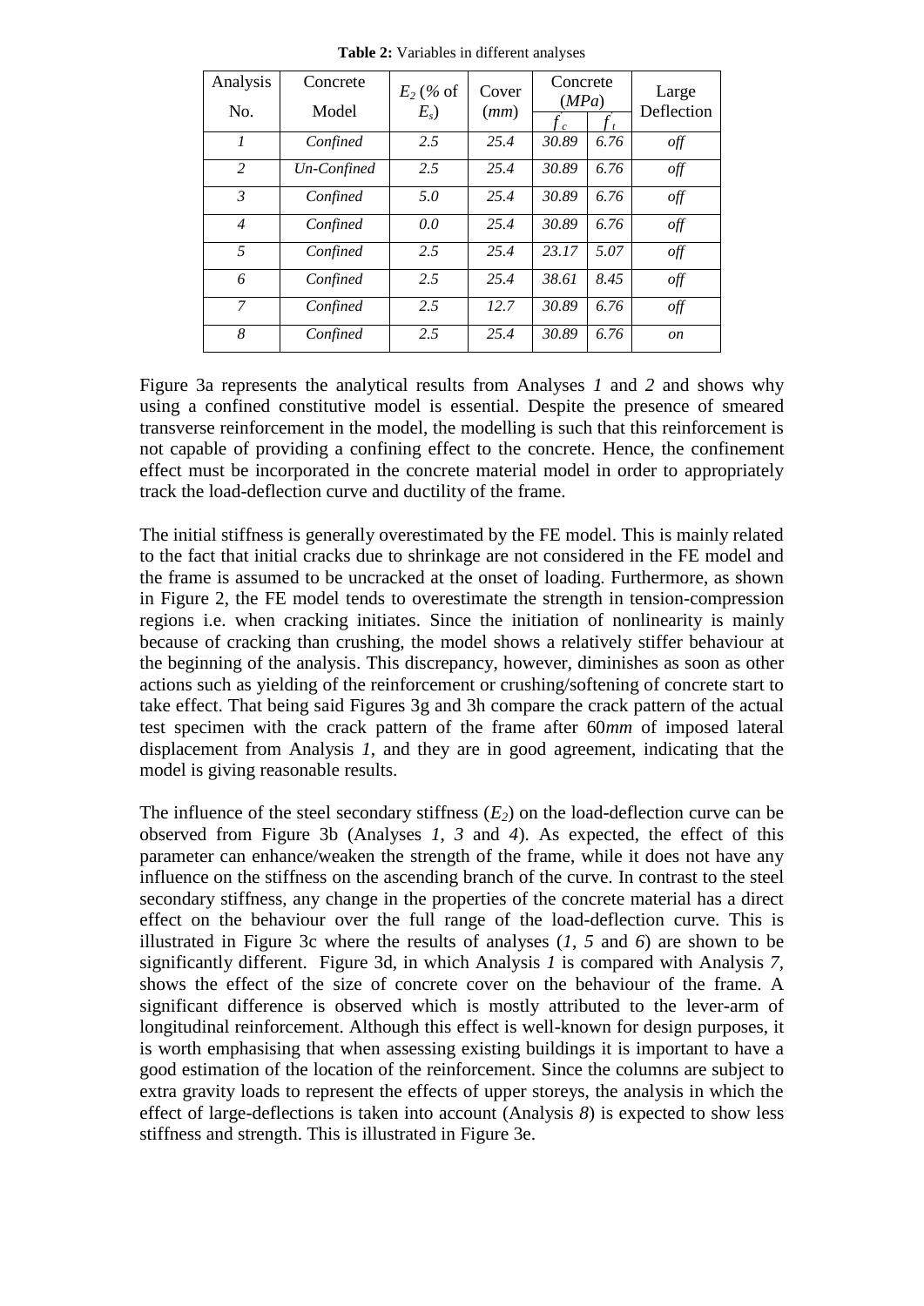**Table 2:** Variables in different analyses

| Analysis No. | Concrete Model | $E_2$ (% of $E_s$) | Cover ($mm$) | Concrete ($MPa$) | | Large Deflection |
|---|---|---|---|---|---|---|
| | | | | $f'_c$ | $f'_t$ | |
| *1* | *Confined* | *2.5* | *25.4* | *30.89* | *6.76* | *off* |
| *2* | *Un-Confined* | *2.5* | *25.4* | *30.89* | *6.76* | *off* |
| *3* | *Confined* | *5.0* | *25.4* | *30.89* | *6.76* | *off* |
| *4* | *Confined* | *0.0* | *25.4* | *30.89* | *6.76* | *off* |
| *5* | *Confined* | *2.5* | *25.4* | *23.17* | *5.07* | *off* |
| *6* | *Confined* | *2.5* | *25.4* | *38.61* | *8.45* | *off* |
| *7* | *Confined* | *2.5* | *12.7* | *30.89* | *6.76* | *off* |
| *8* | *Confined* | *2.5* | *25.4* | *30.89* | *6.76* | *on* |

Figure 3a represents the analytical results from Analyses *1* and *2* and shows why using a confined constitutive model is essential. Despite the presence of smeared transverse reinforcement in the model, the modelling is such that this reinforcement is not capable of providing a confining effect to the concrete. Hence, the confinement effect must be incorporated in the concrete material model in order to appropriately track the load-deflection curve and ductility of the frame.

The initial stiffness is generally overestimated by the FE model. This is mainly related to the fact that initial cracks due to shrinkage are not considered in the FE model and the frame is assumed to be uncracked at the onset of loading. Furthermore, as shown in Figure 2, the FE model tends to overestimate the strength in tension-compression regions i.e. when cracking initiates. Since the initiation of nonlinearity is mainly because of cracking than crushing, the model shows a relatively stiffer behaviour at the beginning of the analysis. This discrepancy, however, diminishes as soon as other actions such as yielding of the reinforcement or crushing/softening of concrete start to take effect. That being said Figures 3g and 3h compare the crack pattern of the actual test specimen with the crack pattern of the frame after 60*mm* of imposed lateral displacement from Analysis *1*, and they are in good agreement, indicating that the model is giving reasonable results.

The influence of the steel secondary stiffness ($E_2$) on the load-deflection curve can be observed from Figure 3b (Analyses *1*, *3* and *4*). As expected, the effect of this parameter can enhance/weaken the strength of the frame, while it does not have any influence on the stiffness on the ascending branch of the curve. In contrast to the steel secondary stiffness, any change in the properties of the concrete material has a direct effect on the behaviour over the full range of the load-deflection curve. This is illustrated in Figure 3c where the results of analyses (*1*, *5* and *6*) are shown to be significantly different. Figure 3d, in which Analysis *1* is compared with Analysis *7*, shows the effect of the size of concrete cover on the behaviour of the frame. A significant difference is observed which is mostly attributed to the lever-arm of longitudinal reinforcement. Although this effect is well-known for design purposes, it is worth emphasising that when assessing existing buildings it is important to have a good estimation of the location of the reinforcement. Since the columns are subject to extra gravity loads to represent the effects of upper storeys, the analysis in which the effect of large-deflections is taken into account (Analysis *8*) is expected to show less stiffness and strength. This is illustrated in Figure 3e.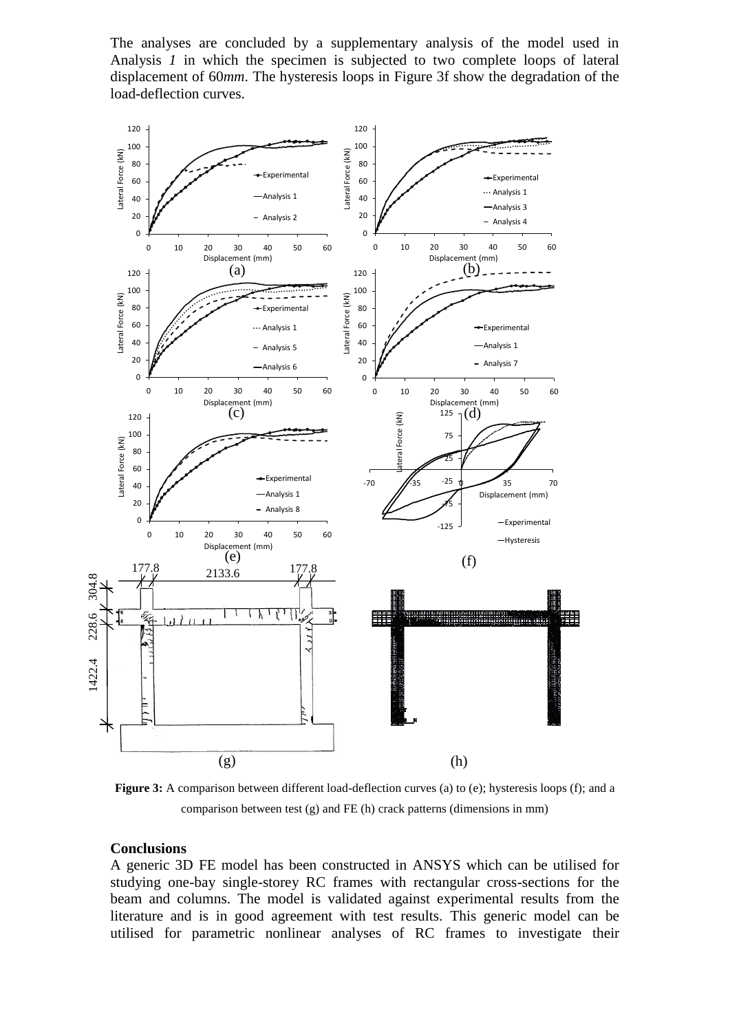The analyses are concluded by a supplementary analysis of the model used in Analysis *1* in which the specimen is subjected to two complete loops of lateral displacement of 60*mm*. The hysteresis loops in Figure 3f show the degradation of the load-deflection curves.

**Figure 3:** A comparison between different load-deflection curves (a) to (e); hysteresis loops (f); and a comparison between test (g) and FE (h) crack patterns (dimensions in mm)

**Conclusions**

A generic 3D FE model has been constructed in ANSYS which can be utilised for studying one-bay single-storey RC frames with rectangular cross-sections for the beam and columns. The model is validated against experimental results from the literature and is in good agreement with test results. This generic model can be utilised for parametric nonlinear analyses of RC frames to investigate their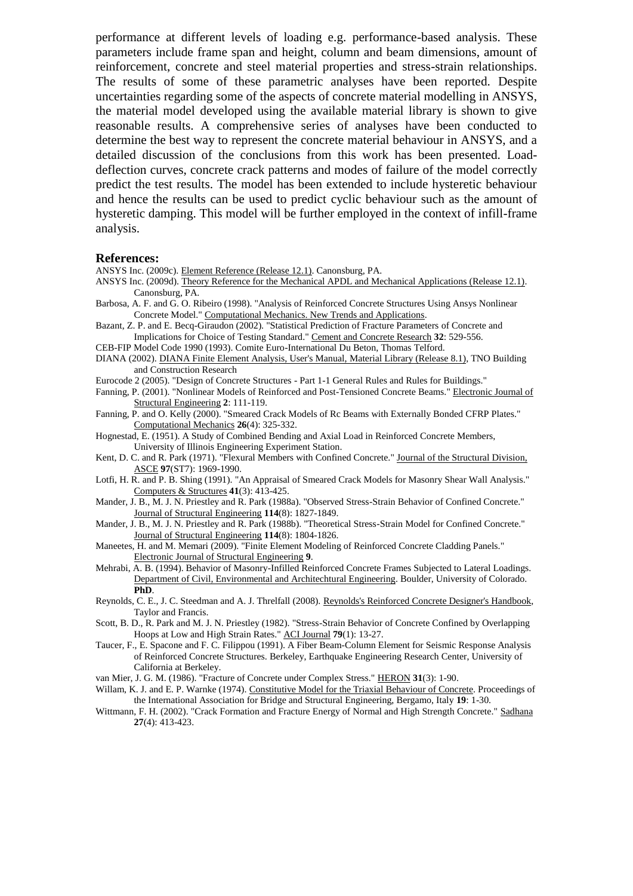performance at different levels of loading e.g. performance-based analysis. These parameters include frame span and height, column and beam dimensions, amount of reinforcement, concrete and steel material properties and stress-strain relationships. The results of some of these parametric analyses have been reported. Despite uncertainties regarding some of the aspects of concrete material modelling in ANSYS, the material model developed using the available material library is shown to give reasonable results. A comprehensive series of analyses have been conducted to determine the best way to represent the concrete material behaviour in ANSYS, and a detailed discussion of the conclusions from this work has been presented. Load-deflection curves, concrete crack patterns and modes of failure of the model correctly predict the test results. The model has been extended to include hysteretic behaviour and hence the results can be used to predict cyclic behaviour such as the amount of hysteretic damping. This model will be further employed in the context of infill-frame analysis.

## References:

ANSYS Inc. (2009c). Element Reference (Release 12.1). Canonsburg, PA.

ANSYS Inc. (2009d). Theory Reference for the Mechanical APDL and Mechanical Applications (Release 12.1). Canonsburg, PA.

Barbosa, A. F. and G. O. Ribeiro (1998). "Analysis of Reinforced Concrete Structures Using Ansys Nonlinear Concrete Model." Computational Mechanics. New Trends and Applications.

Bazant, Z. P. and E. Becq-Giraudon (2002). "Statistical Prediction of Fracture Parameters of Concrete and Implications for Choice of Testing Standard." Cement and Concrete Research **32**: 529-556.

CEB-FIP Model Code 1990 (1993). Comite Euro-International Du Beton, Thomas Telford.

DIANA (2002). DIANA Finite Element Analysis, User's Manual, Material Library (Release 8.1), TNO Building and Construction Research

Eurocode 2 (2005). "Design of Concrete Structures - Part 1-1 General Rules and Rules for Buildings."

Fanning, P. (2001). "Nonlinear Models of Reinforced and Post-Tensioned Concrete Beams." Electronic Journal of Structural Engineering **2**: 111-119.

Fanning, P. and O. Kelly (2000). "Smeared Crack Models of Rc Beams with Externally Bonded CFRP Plates." Computational Mechanics **26**(4): 325-332.

Hognestad, E. (1951). A Study of Combined Bending and Axial Load in Reinforced Concrete Members, University of Illinois Engineering Experiment Station.

Kent, D. C. and R. Park (1971). "Flexural Members with Confined Concrete." Journal of the Structural Division, ASCE **97**(ST7): 1969-1990.

Lotfi, H. R. and P. B. Shing (1991). "An Appraisal of Smeared Crack Models for Masonry Shear Wall Analysis." Computers & Structures **41**(3): 413-425.

Mander, J. B., M. J. N. Priestley and R. Park (1988a). "Observed Stress-Strain Behavior of Confined Concrete." Journal of Structural Engineering **114**(8): 1827-1849.

Mander, J. B., M. J. N. Priestley and R. Park (1988b). "Theoretical Stress-Strain Model for Confined Concrete." Journal of Structural Engineering **114**(8): 1804-1826.

Maneetes, H. and M. Memari (2009). "Finite Element Modeling of Reinforced Concrete Cladding Panels." Electronic Journal of Structural Engineering **9**.

Mehrabi, A. B. (1994). Behavior of Masonry-Infilled Reinforced Concrete Frames Subjected to Lateral Loadings. Department of Civil, Environmental and Architechtural Engineering. Boulder, University of Colorado. **PhD**.

Reynolds, C. E., J. C. Steedman and A. J. Threlfall (2008). Reynolds's Reinforced Concrete Designer's Handbook, Taylor and Francis.

Scott, B. D., R. Park and M. J. N. Priestley (1982). "Stress-Strain Behavior of Concrete Confined by Overlapping Hoops at Low and High Strain Rates." ACI Journal **79**(1): 13-27.

Taucer, F., E. Spacone and F. C. Filippou (1991). A Fiber Beam-Column Element for Seismic Response Analysis of Reinforced Concrete Structures. Berkeley, Earthquake Engineering Research Center, University of California at Berkeley.

van Mier, J. G. M. (1986). "Fracture of Concrete under Complex Stress." HERON **31**(3): 1-90.

Willam, K. J. and E. P. Warnke (1974). Constitutive Model for the Triaxial Behaviour of Concrete. Proceedings of the International Association for Bridge and Structural Engineering, Bergamo, Italy **19**: 1-30.

Wittmann, F. H. (2002). "Crack Formation and Fracture Energy of Normal and High Strength Concrete." Sadhana **27**(4): 413-423.